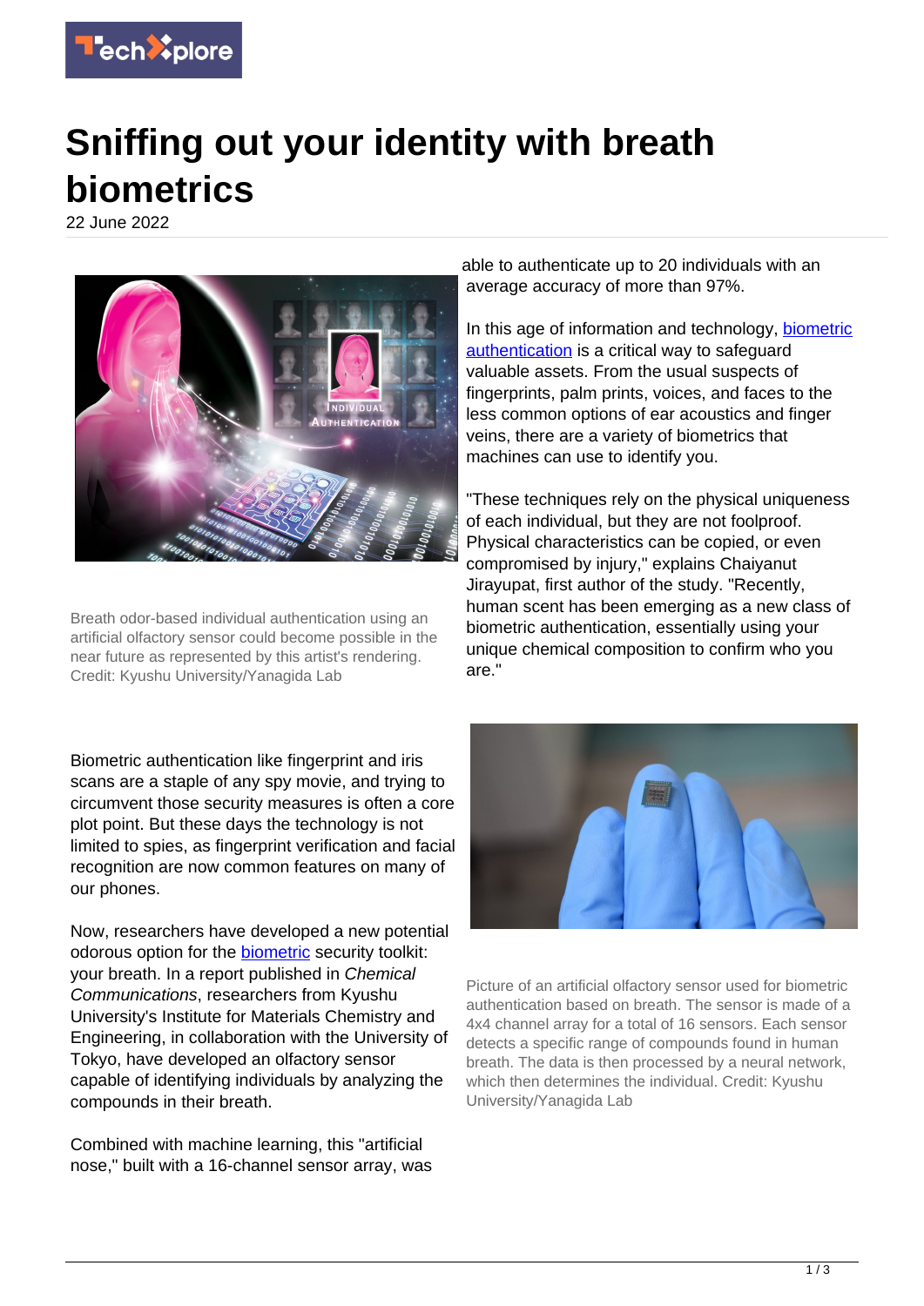# Sniffing out your identity with breath biometrics

22 June 2022

Breath odor-based individual authentication using an artificial olfactory sensor could become possible in the near future as represented by this artist's rendering. Credit: Kyushu University/Yanagida Lab

Biometric authentication like fingerprint and iris scans are a staple of any spy movie, and trying to circumvent those security measures is often a core plot point. But these days the technology is not limited to spies, as fingerprint verification and facial recognition are now common features on many of our phones.

Now, researchers have developed a new potential odorous option for the biometric security toolkit: your breath. In a report published in *Chemical Communications*, researchers from Kyushu University's Institute for Materials Chemistry and Engineering, in collaboration with the University of Tokyo, have developed an olfactory sensor capable of identifying individuals by analyzing the compounds in their breath.

Combined with machine learning, this "artificial nose," built with a 16-channel sensor array, was able to authenticate up to 20 individuals with an average accuracy of more than 97%.

In this age of information and technology, biometric authentication is a critical way to safeguard valuable assets. From the usual suspects of fingerprints, palm prints, voices, and faces to the less common options of ear acoustics and finger veins, there are a variety of biometrics that machines can use to identify you.

"These techniques rely on the physical uniqueness of each individual, but they are not foolproof. Physical characteristics can be copied, or even compromised by injury," explains Chaiyanut Jirayupat, first author of the study. "Recently, human scent has been emerging as a new class of biometric authentication, essentially using your unique chemical composition to confirm who you are."

Picture of an artificial olfactory sensor used for biometric authentication based on breath. The sensor is made of a 4x4 channel array for a total of 16 sensors. Each sensor detects a specific range of compounds found in human breath. The data is then processed by a neural network, which then determines the individual. Credit: Kyushu University/Yanagida Lab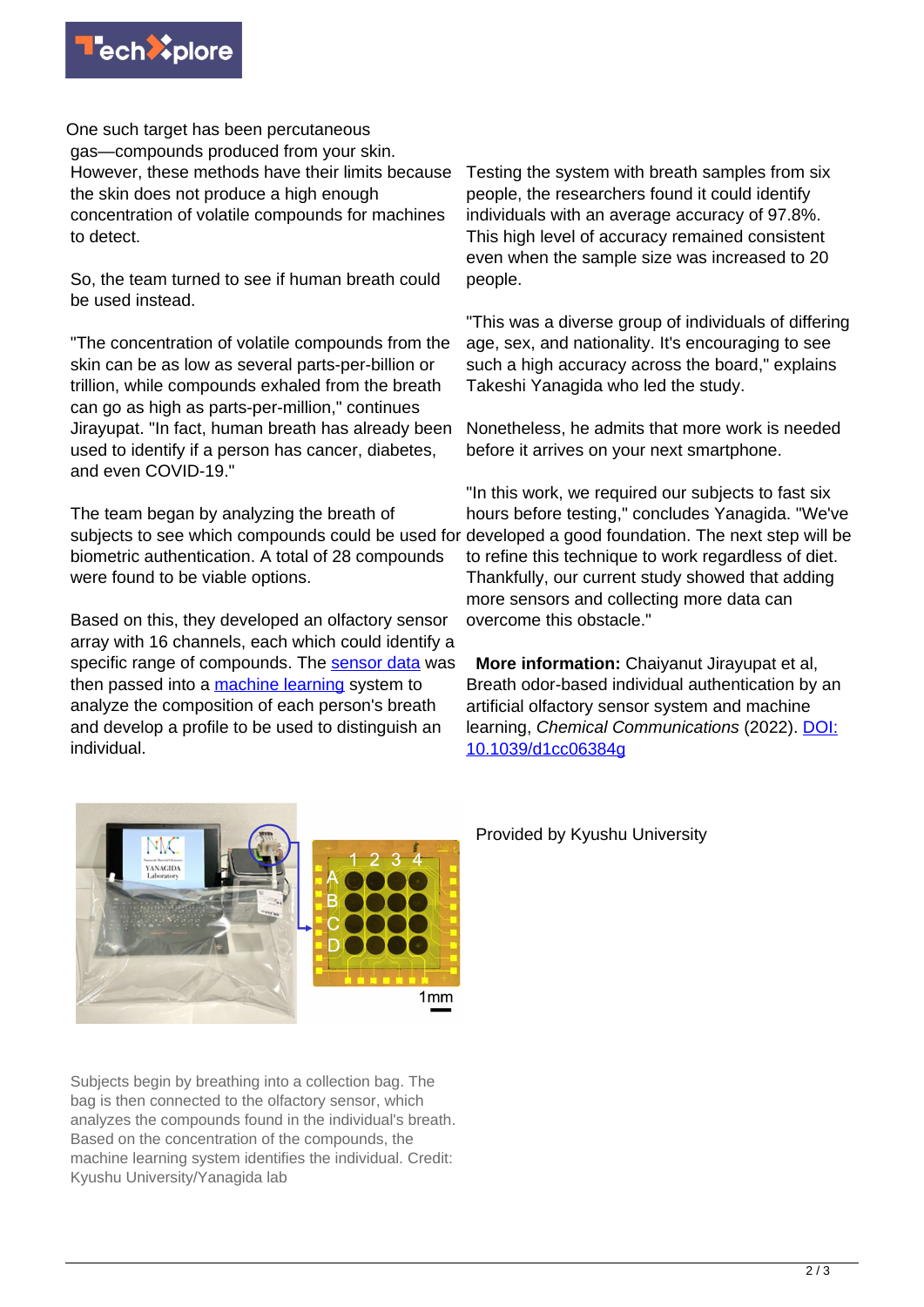One such target has been percutaneous gas—compounds produced from your skin. However, these methods have their limits because the skin does not produce a high enough concentration of volatile compounds for machines to detect.

So, the team turned to see if human breath could be used instead.

"The concentration of volatile compounds from the skin can be as low as several parts-per-billion or trillion, while compounds exhaled from the breath can go as high as parts-per-million," continues Jirayupat. "In fact, human breath has already been used to identify if a person has cancer, diabetes, and even COVID-19."

The team began by analyzing the breath of subjects to see which compounds could be used for biometric authentication. A total of 28 compounds were found to be viable options.

Based on this, they developed an olfactory sensor array with 16 channels, each which could identify a specific range of compounds. The sensor data was then passed into a machine learning system to analyze the composition of each person's breath and develop a profile to be used to distinguish an individual.

Testing the system with breath samples from six people, the researchers found it could identify individuals with an average accuracy of 97.8%. This high level of accuracy remained consistent even when the sample size was increased to 20 people.

"This was a diverse group of individuals of differing age, sex, and nationality. It's encouraging to see such a high accuracy across the board," explains Takeshi Yanagida who led the study.

Nonetheless, he admits that more work is needed before it arrives on your next smartphone.

"In this work, we required our subjects to fast six hours before testing," concludes Yanagida. "We've developed a good foundation. The next step will be to refine this technique to work regardless of diet. Thankfully, our current study showed that adding more sensors and collecting more data can overcome this obstacle."

**More information:** Chaiyanut Jirayupat et al, Breath odor-based individual authentication by an artificial olfactory sensor system and machine learning, *Chemical Communications* (2022). DOI: 10.1039/d1cc06384g

Subjects begin by breathing into a collection bag. The bag is then connected to the olfactory sensor, which analyzes the compounds found in the individual's breath. Based on the concentration of the compounds, the machine learning system identifies the individual. Credit: Kyushu University/Yanagida lab

Provided by Kyushu University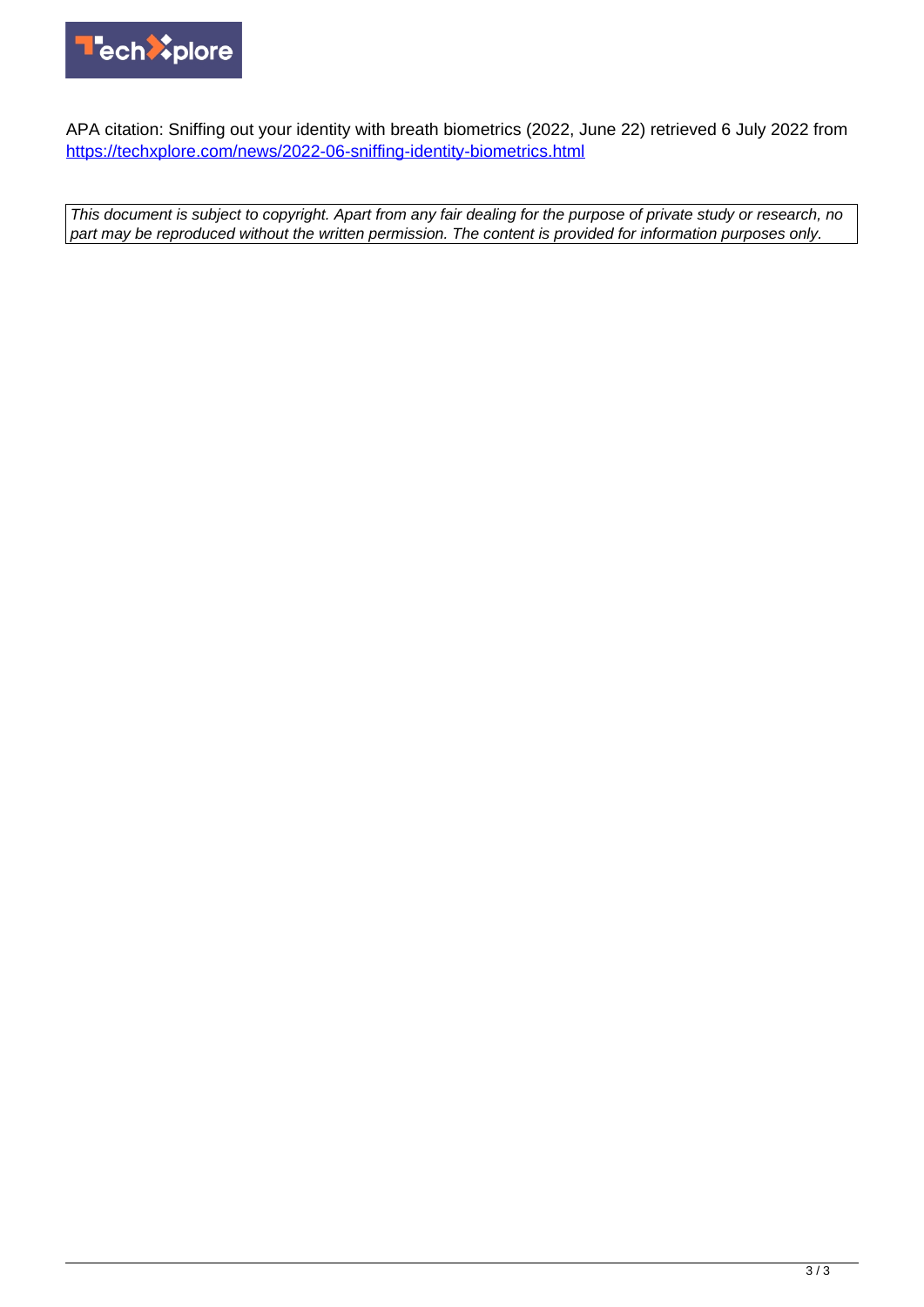APA citation: Sniffing out your identity with breath biometrics (2022, June 22) retrieved 6 July 2022 from https://techxplore.com/news/2022-06-sniffing-identity-biometrics.html

*This document is subject to copyright. Apart from any fair dealing for the purpose of private study or research, no part may be reproduced without the written permission. The content is provided for information purposes only.*